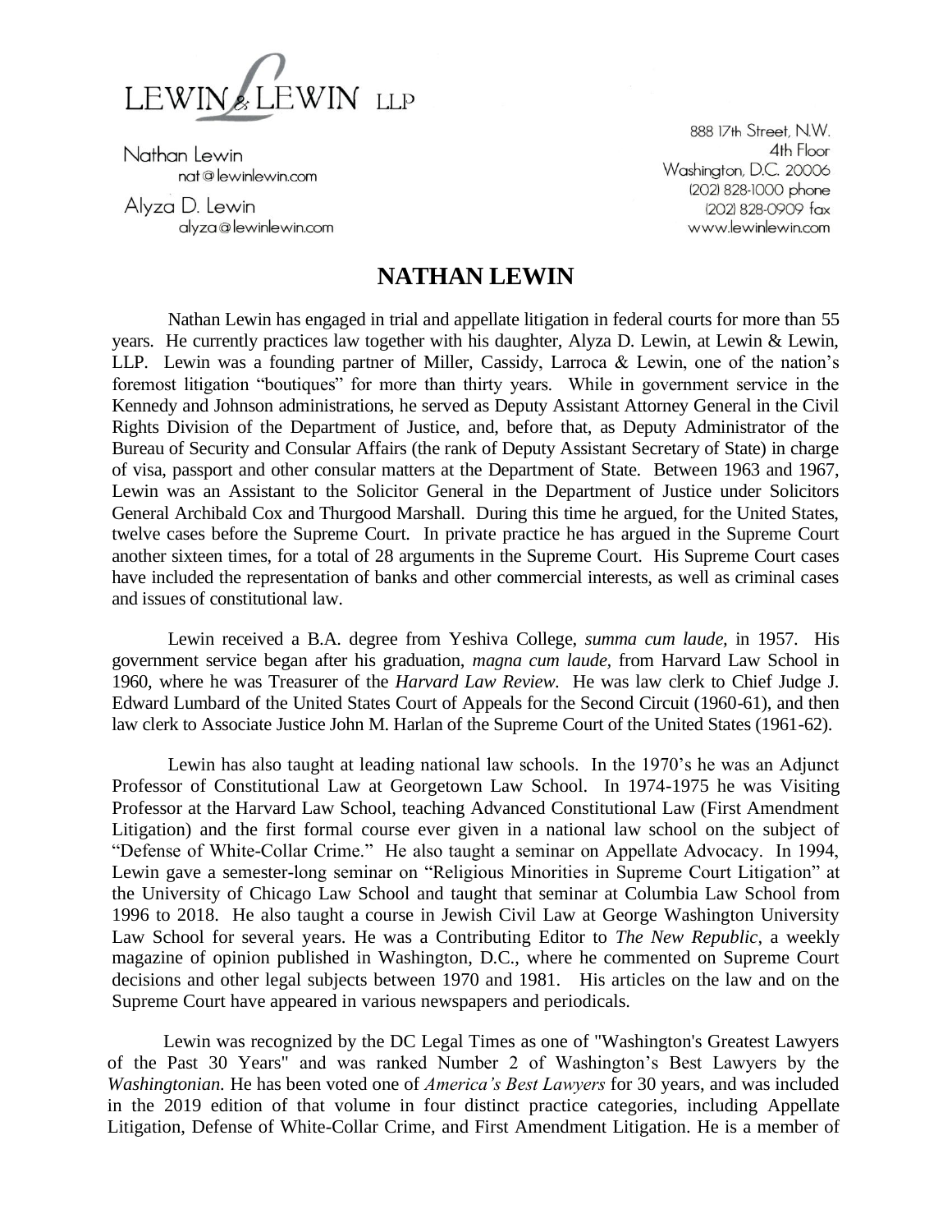LEWIN & LEWIN LLP

Nathan Lewin
nat@lewinlewin.com

Alyza D. Lewin
alyza@lewinlewin.com

888 17th Street, N.W.
4th Floor
Washington, D.C. 20006
(202) 828-1000 phone
(202) 828-0909 fax
www.lewinlewin.com

# NATHAN LEWIN

Nathan Lewin has engaged in trial and appellate litigation in federal courts for more than 55 years. He currently practices law together with his daughter, Alyza D. Lewin, at Lewin & Lewin, LLP. Lewin was a founding partner of Miller, Cassidy, Larroca & Lewin, one of the nation's foremost litigation "boutiques" for more than thirty years. While in government service in the Kennedy and Johnson administrations, he served as Deputy Assistant Attorney General in the Civil Rights Division of the Department of Justice, and, before that, as Deputy Administrator of the Bureau of Security and Consular Affairs (the rank of Deputy Assistant Secretary of State) in charge of visa, passport and other consular matters at the Department of State. Between 1963 and 1967, Lewin was an Assistant to the Solicitor General in the Department of Justice under Solicitors General Archibald Cox and Thurgood Marshall. During this time he argued, for the United States, twelve cases before the Supreme Court. In private practice he has argued in the Supreme Court another sixteen times, for a total of 28 arguments in the Supreme Court. His Supreme Court cases have included the representation of banks and other commercial interests, as well as criminal cases and issues of constitutional law.

Lewin received a B.A. degree from Yeshiva College, *summa cum laude*, in 1957. His government service began after his graduation, *magna cum laude*, from Harvard Law School in 1960, where he was Treasurer of the *Harvard Law Review*. He was law clerk to Chief Judge J. Edward Lumbard of the United States Court of Appeals for the Second Circuit (1960-61), and then law clerk to Associate Justice John M. Harlan of the Supreme Court of the United States (1961-62).

Lewin has also taught at leading national law schools. In the 1970's he was an Adjunct Professor of Constitutional Law at Georgetown Law School. In 1974-1975 he was Visiting Professor at the Harvard Law School, teaching Advanced Constitutional Law (First Amendment Litigation) and the first formal course ever given in a national law school on the subject of "Defense of White-Collar Crime." He also taught a seminar on Appellate Advocacy. In 1994, Lewin gave a semester-long seminar on "Religious Minorities in Supreme Court Litigation" at the University of Chicago Law School and taught that seminar at Columbia Law School from 1996 to 2018. He also taught a course in Jewish Civil Law at George Washington University Law School for several years. He was a Contributing Editor to *The New Republic*, a weekly magazine of opinion published in Washington, D.C., where he commented on Supreme Court decisions and other legal subjects between 1970 and 1981. His articles on the law and on the Supreme Court have appeared in various newspapers and periodicals.

Lewin was recognized by the DC Legal Times as one of "Washington's Greatest Lawyers of the Past 30 Years" and was ranked Number 2 of Washington's Best Lawyers by the *Washingtonian.* He has been voted one of *America's Best Lawyers* for 30 years, and was included in the 2019 edition of that volume in four distinct practice categories, including Appellate Litigation, Defense of White-Collar Crime, and First Amendment Litigation. He is a member of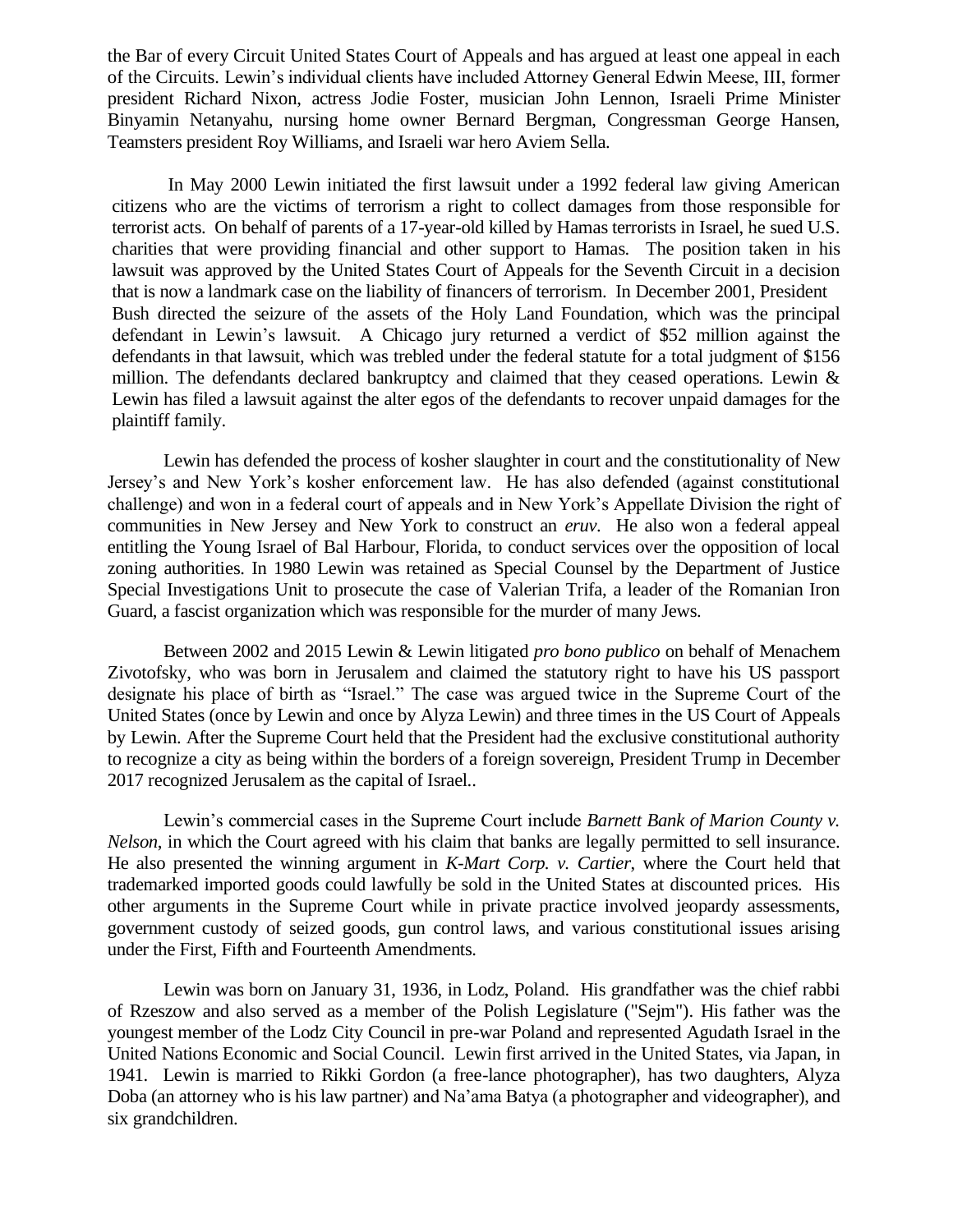the Bar of every Circuit United States Court of Appeals and has argued at least one appeal in each of the Circuits. Lewin's individual clients have included Attorney General Edwin Meese, III, former president Richard Nixon, actress Jodie Foster, musician John Lennon, Israeli Prime Minister Binyamin Netanyahu, nursing home owner Bernard Bergman, Congressman George Hansen, Teamsters president Roy Williams, and Israeli war hero Aviem Sella.

In May 2000 Lewin initiated the first lawsuit under a 1992 federal law giving American citizens who are the victims of terrorism a right to collect damages from those responsible for terrorist acts. On behalf of parents of a 17-year-old killed by Hamas terrorists in Israel, he sued U.S. charities that were providing financial and other support to Hamas. The position taken in his lawsuit was approved by the United States Court of Appeals for the Seventh Circuit in a decision that is now a landmark case on the liability of financers of terrorism. In December 2001, President Bush directed the seizure of the assets of the Holy Land Foundation, which was the principal defendant in Lewin's lawsuit. A Chicago jury returned a verdict of $52 million against the defendants in that lawsuit, which was trebled under the federal statute for a total judgment of $156 million. The defendants declared bankruptcy and claimed that they ceased operations. Lewin & Lewin has filed a lawsuit against the alter egos of the defendants to recover unpaid damages for the plaintiff family.

Lewin has defended the process of kosher slaughter in court and the constitutionality of New Jersey's and New York's kosher enforcement law. He has also defended (against constitutional challenge) and won in a federal court of appeals and in New York's Appellate Division the right of communities in New Jersey and New York to construct an *eruv*. He also won a federal appeal entitling the Young Israel of Bal Harbour, Florida, to conduct services over the opposition of local zoning authorities. In 1980 Lewin was retained as Special Counsel by the Department of Justice Special Investigations Unit to prosecute the case of Valerian Trifa, a leader of the Romanian Iron Guard, a fascist organization which was responsible for the murder of many Jews.

Between 2002 and 2015 Lewin & Lewin litigated *pro bono publico* on behalf of Menachem Zivotofsky, who was born in Jerusalem and claimed the statutory right to have his US passport designate his place of birth as "Israel." The case was argued twice in the Supreme Court of the United States (once by Lewin and once by Alyza Lewin) and three times in the US Court of Appeals by Lewin. After the Supreme Court held that the President had the exclusive constitutional authority to recognize a city as being within the borders of a foreign sovereign, President Trump in December 2017 recognized Jerusalem as the capital of Israel..

Lewin's commercial cases in the Supreme Court include *Barnett Bank of Marion County v. Nelson*, in which the Court agreed with his claim that banks are legally permitted to sell insurance. He also presented the winning argument in *K-Mart Corp. v. Cartier*, where the Court held that trademarked imported goods could lawfully be sold in the United States at discounted prices. His other arguments in the Supreme Court while in private practice involved jeopardy assessments, government custody of seized goods, gun control laws, and various constitutional issues arising under the First, Fifth and Fourteenth Amendments.

Lewin was born on January 31, 1936, in Lodz, Poland. His grandfather was the chief rabbi of Rzeszow and also served as a member of the Polish Legislature ("Sejm"). His father was the youngest member of the Lodz City Council in pre-war Poland and represented Agudath Israel in the United Nations Economic and Social Council. Lewin first arrived in the United States, via Japan, in 1941. Lewin is married to Rikki Gordon (a free-lance photographer), has two daughters, Alyza Doba (an attorney who is his law partner) and Na'ama Batya (a photographer and videographer), and six grandchildren.